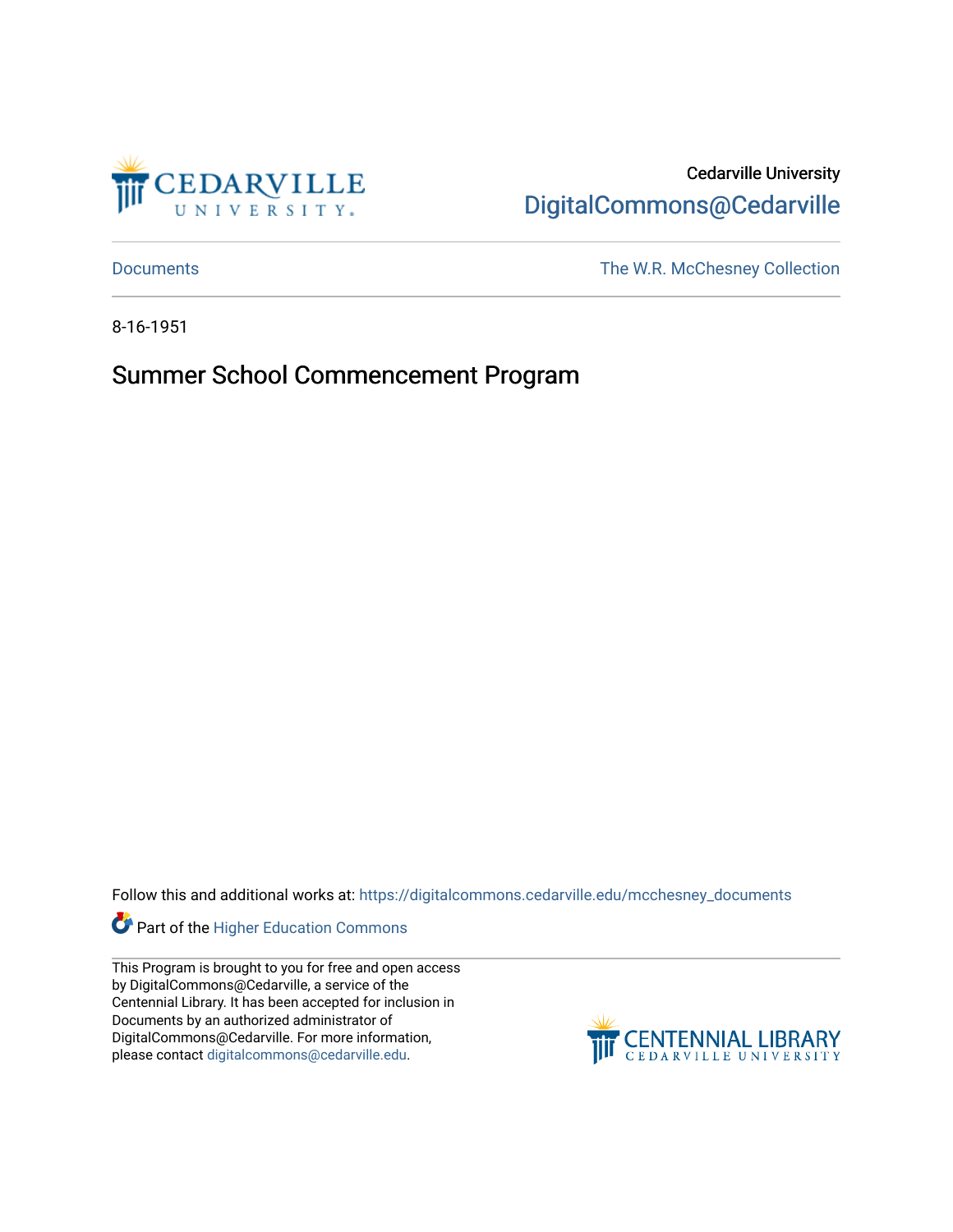Cedarville University
DigitalCommons@Cedarville

Documents | The W.R. McChesney Collection

8-16-1951

# Summer School Commencement Program

Follow this and additional works at: https://digitalcommons.cedarville.edu/mcchesney_documents

Part of the Higher Education Commons

This Program is brought to you for free and open access by DigitalCommons@Cedarville, a service of the Centennial Library. It has been accepted for inclusion in Documents by an authorized administrator of DigitalCommons@Cedarville. For more information, please contact digitalcommons@cedarville.edu.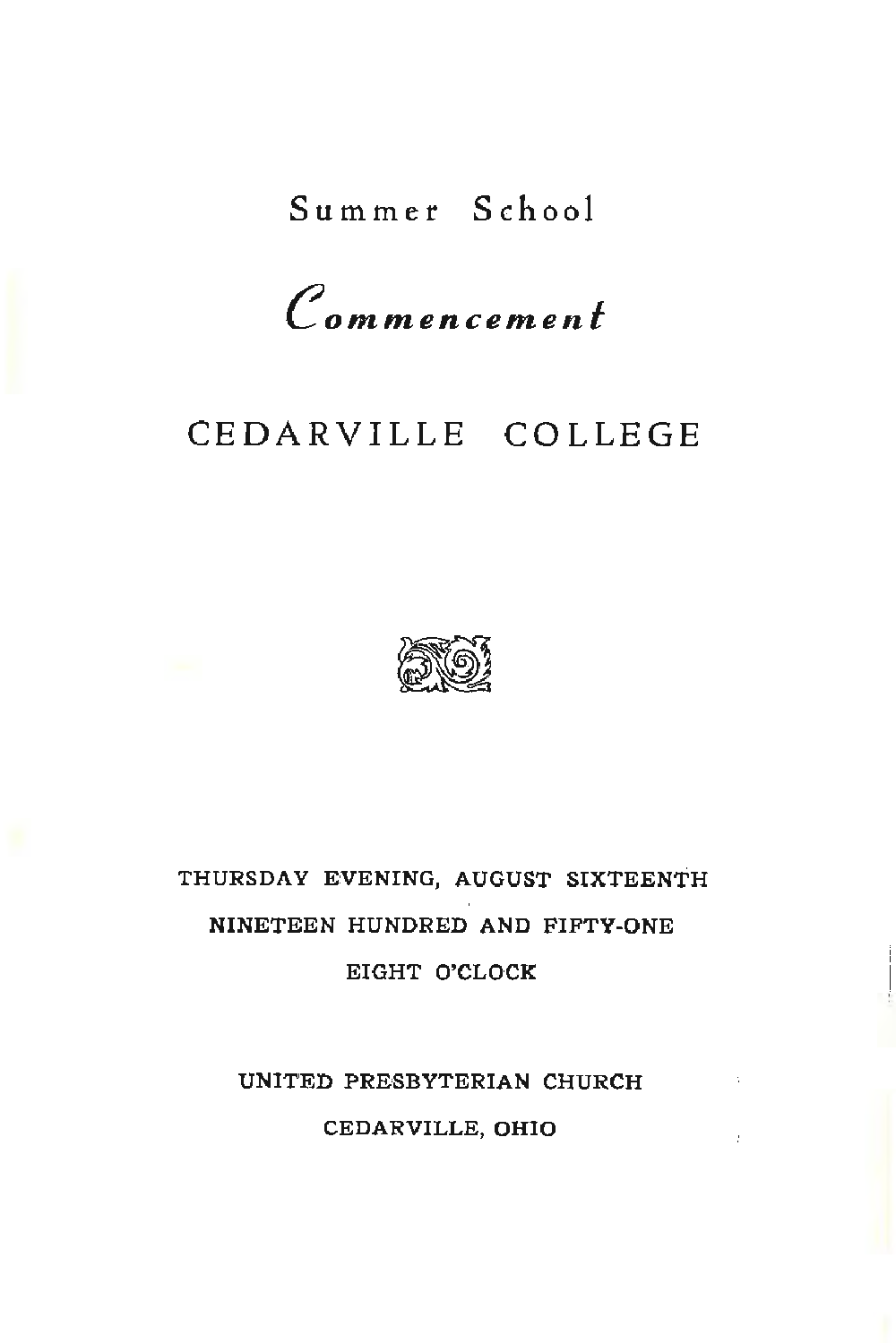# Summer School

## *Commencement*

# CEDARVILLE COLLEGE

THURSDAY EVENING, AUGUST SIXTEENTH

NINETEEN HUNDRED AND FIFTY-ONE

EIGHT O'CLOCK

UNITED PRESBYTERIAN CHURCH

CEDARVILLE, OHIO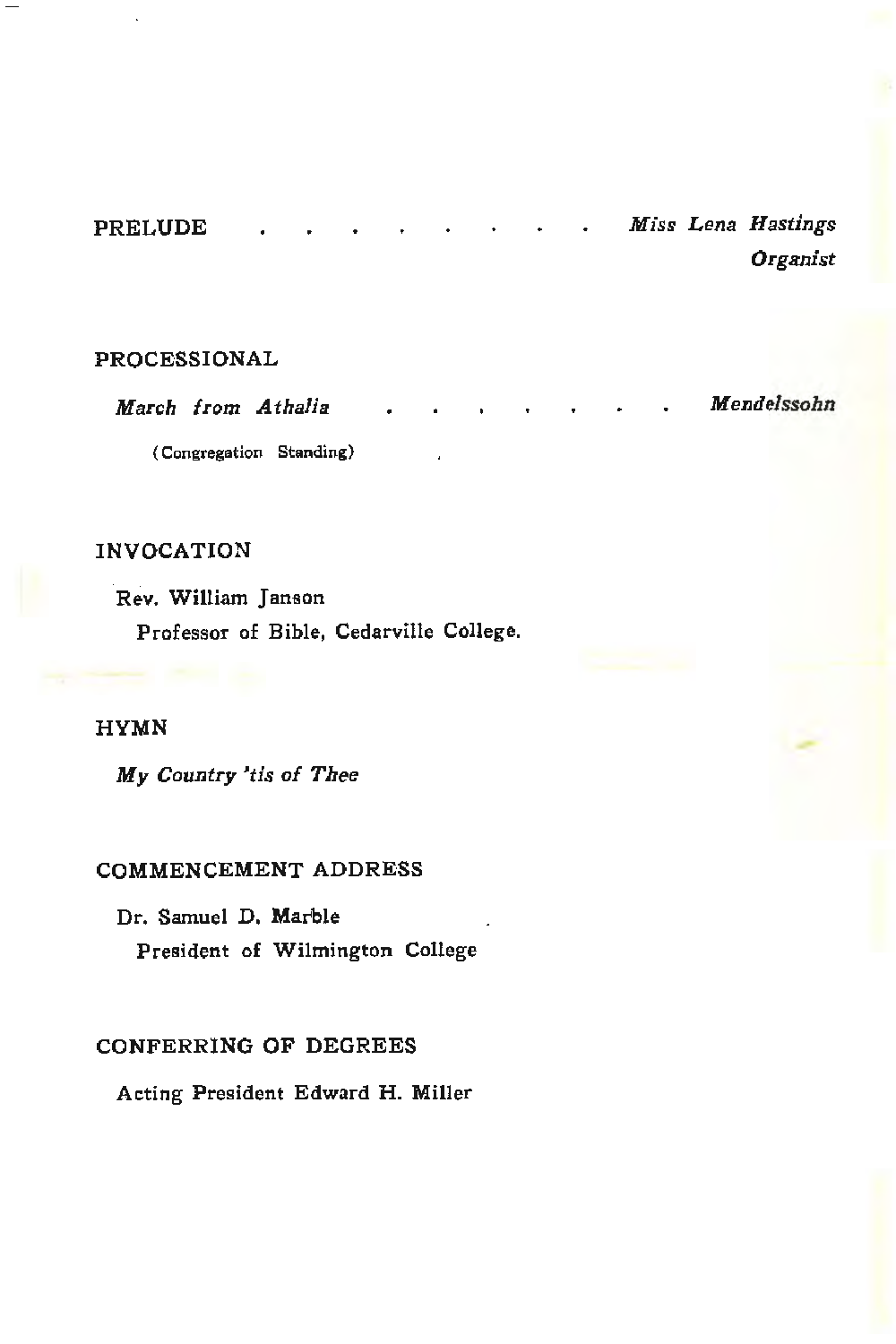PRELUDE . . . . . . . . . . *Miss Lena Hastings*
***Organist***

PROCESSIONAL

*March from Athalia* . . . . . . . . *Mendelssohn*

(Congregation Standing)

INVOCATION

Rev. William Janson
Professor of Bible, Cedarville College.

HYMN

*My Country 'tis of Thee*

COMMENCEMENT ADDRESS

Dr. Samuel D. Marble
President of Wilmington College

CONFERRING OF DEGREES

Acting President Edward H. Miller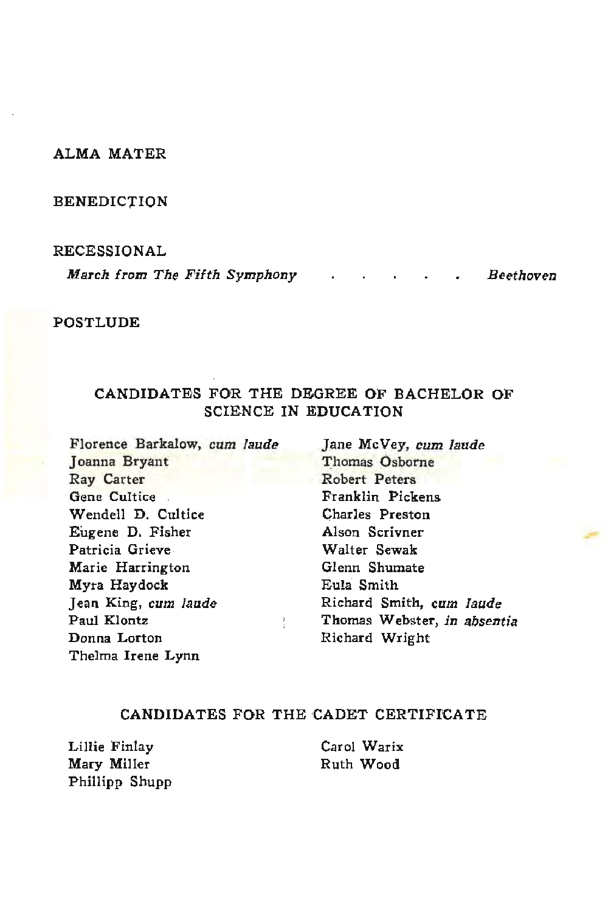ALMA MATER

BENEDICTION

RECESSIONAL

*March from The Fifth Symphony* . . . . . *Beethoven*

POSTLUDE

## CANDIDATES FOR THE DEGREE OF BACHELOR OF SCIENCE IN EDUCATION

Florence Barkalow, *cum laude*
Joanna Bryant
Ray Carter
Gene Cultice
Wendell D. Cultice
Eugene D. Fisher
Patricia Grieve
Marie Harrington
Myra Haydock
Jean King, *cum laude*
Paul Klontz
Donna Lorton
Thelma Irene Lynn
Jane McVey, *cum laude*
Thomas Osborne
Robert Peters
Franklin Pickens
Charles Preston
Alson Scrivner
Walter Sewak
Glenn Shumate
Eula Smith
Richard Smith, *cum laude*
Thomas Webster, *in absentia*
Richard Wright

## CANDIDATES FOR THE CADET CERTIFICATE

Lillie Finlay
Mary Miller
Phillipp Shupp
Carol Warix
Ruth Wood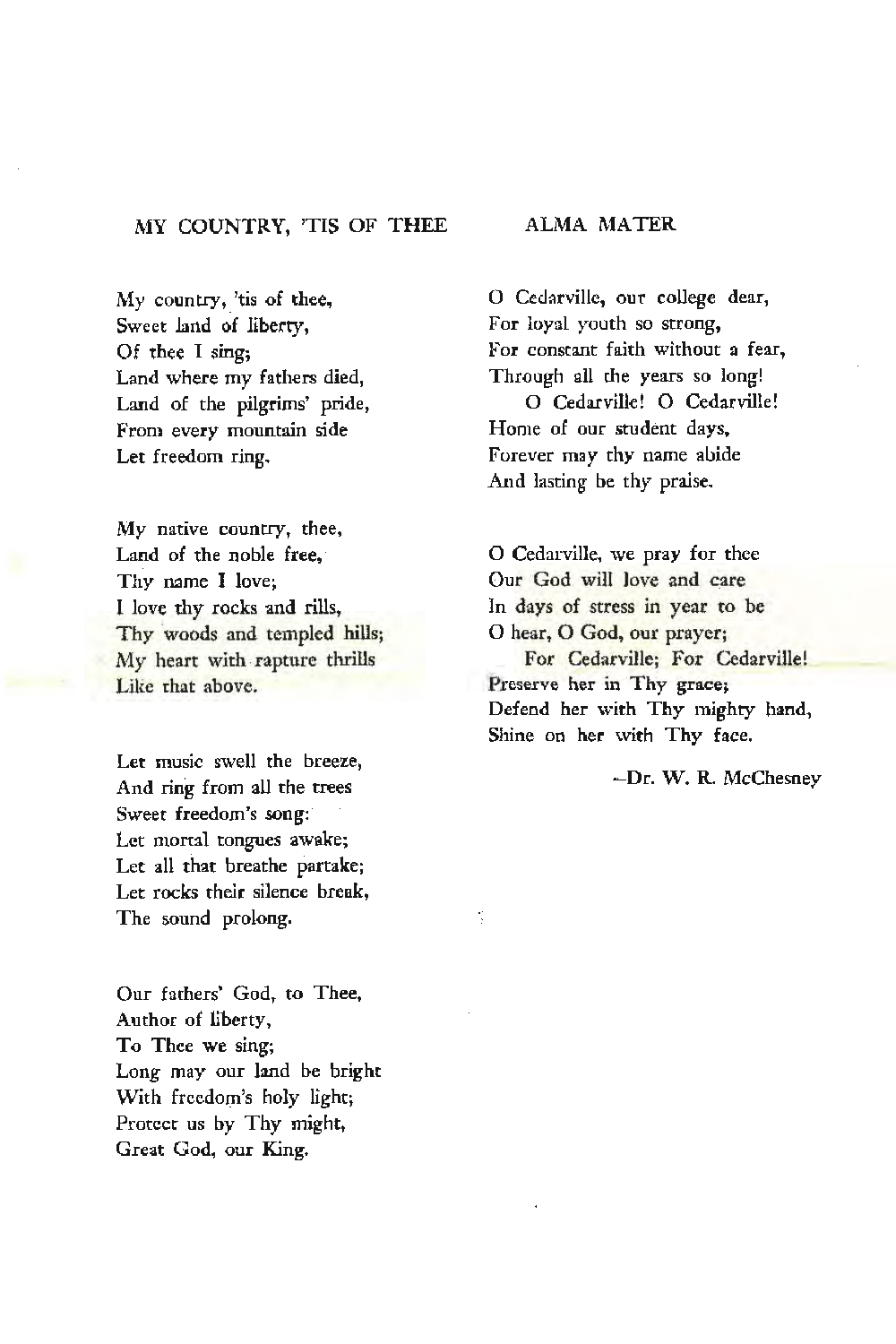## MY COUNTRY, 'TIS OF THEE

My country, 'tis of thee,
Sweet land of liberty,
Of thee I sing;
Land where my fathers died,
Land of the pilgrims' pride,
From every mountain side
Let freedom ring.

My native country, thee,
Land of the noble free,
Thy name I love;
I love thy rocks and rills,
Thy woods and templed hills;
My heart with rapture thrills
Like that above.

Let music swell the breeze,
And ring from all the trees
Sweet freedom's song:
Let mortal tongues awake;
Let all that breathe partake;
Let rocks their silence break,
The sound prolong.

Our fathers' God, to Thee,
Author of liberty,
To Thee we sing;
Long may our land be bright
With freedom's holy light;
Protect us by Thy might,
Great God, our King.

## ALMA MATER

O Cedarville, our college dear,
For loyal youth so strong,
For constant faith without a fear,
Through all the years so long!
O Cedarville! O Cedarville!
Home of our student days,
Forever may thy name abide
And lasting be thy praise.

O Cedarville, we pray for thee
Our God will love and care
In days of stress in year to be
O hear, O God, our prayer;
For Cedarville; For Cedarville!
Preserve her in Thy grace;
Defend her with Thy mighty hand,
Shine on her with Thy face.

—Dr. W. R. McChesney